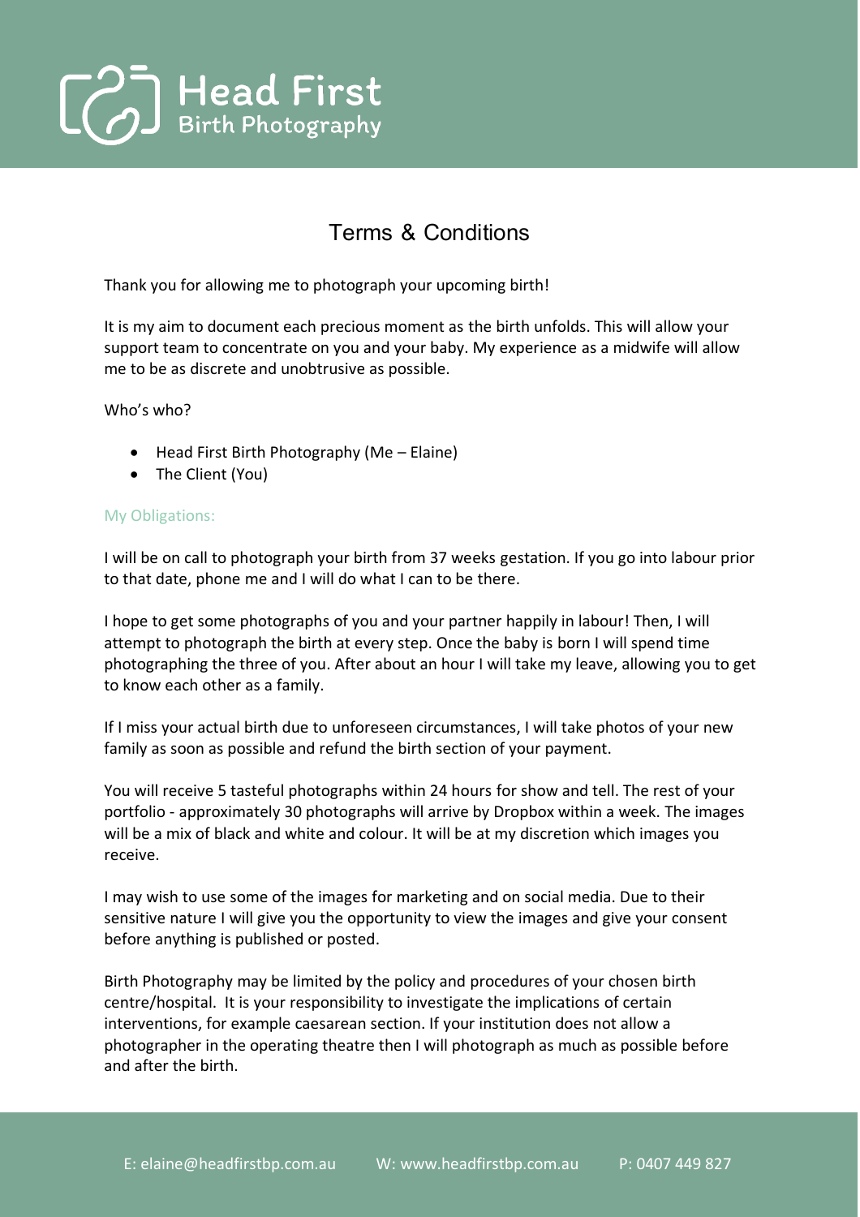# Head First
## Birth Photography

## Terms & Conditions

Thank you for allowing me to photograph your upcoming birth!

It is my aim to document each precious moment as the birth unfolds. This will allow your support team to concentrate on you and your baby. My experience as a midwife will allow me to be as discrete and unobtrusive as possible.

Who's who?

- Head First Birth Photography (Me – Elaine)
- The Client (You)

### My Obligations:

I will be on call to photograph your birth from 37 weeks gestation. If you go into labour prior to that date, phone me and I will do what I can to be there.

I hope to get some photographs of you and your partner happily in labour! Then, I will attempt to photograph the birth at every step. Once the baby is born I will spend time photographing the three of you. After about an hour I will take my leave, allowing you to get to know each other as a family.

If I miss your actual birth due to unforeseen circumstances, I will take photos of your new family as soon as possible and refund the birth section of your payment.

You will receive 5 tasteful photographs within 24 hours for show and tell. The rest of your portfolio - approximately 30 photographs will arrive by Dropbox within a week. The images will be a mix of black and white and colour. It will be at my discretion which images you receive.

I may wish to use some of the images for marketing and on social media. Due to their sensitive nature I will give you the opportunity to view the images and give your consent before anything is published or posted.

Birth Photography may be limited by the policy and procedures of your chosen birth centre/hospital. It is your responsibility to investigate the implications of certain interventions, for example caesarean section. If your institution does not allow a photographer in the operating theatre then I will photograph as much as possible before and after the birth.

E: elaine@headfirstbp.com.au W: www.headfirstbp.com.au P: 0407 449 827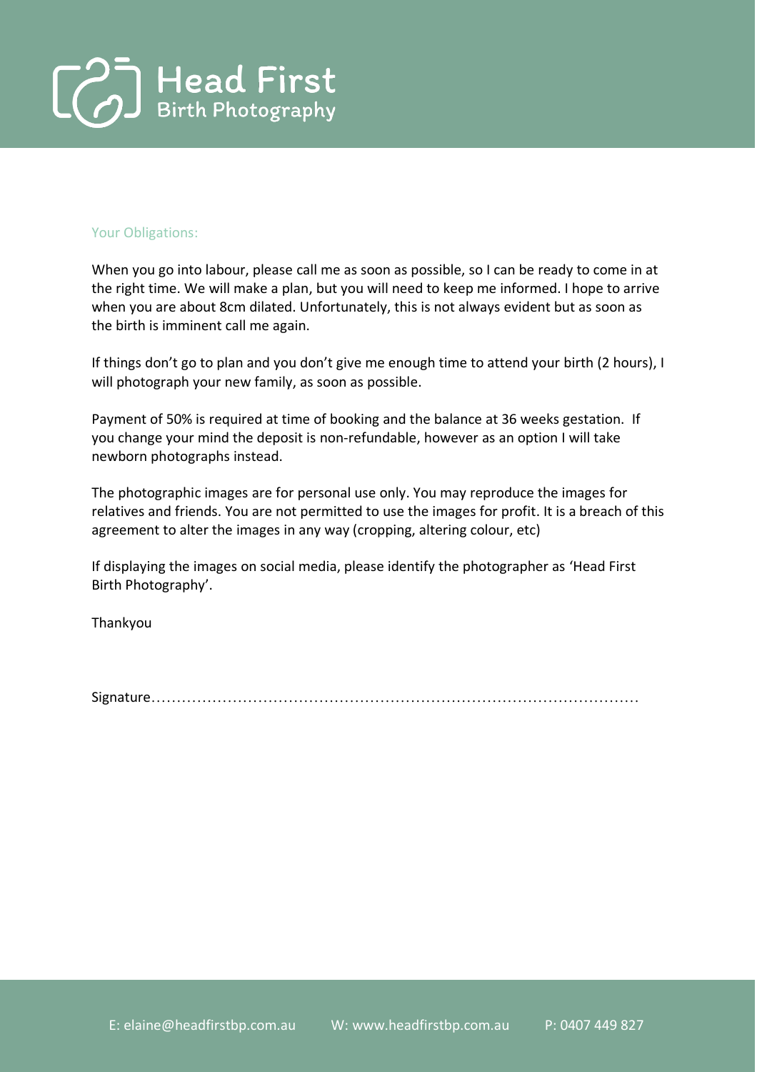Your Obligations:

When you go into labour, please call me as soon as possible, so I can be ready to come in at the right time. We will make a plan, but you will need to keep me informed. I hope to arrive when you are about 8cm dilated. Unfortunately, this is not always evident but as soon as the birth is imminent call me again.

If things don't go to plan and you don't give me enough time to attend your birth (2 hours), I will photograph your new family, as soon as possible.

Payment of 50% is required at time of booking and the balance at 36 weeks gestation. If you change your mind the deposit is non-refundable, however as an option I will take newborn photographs instead.

The photographic images are for personal use only. You may reproduce the images for relatives and friends. You are not permitted to use the images for profit. It is a breach of this agreement to alter the images in any way (cropping, altering colour, etc)

If displaying the images on social media, please identify the photographer as 'Head First Birth Photography'.

Thankyou

Signature……………………………………………………………………………………